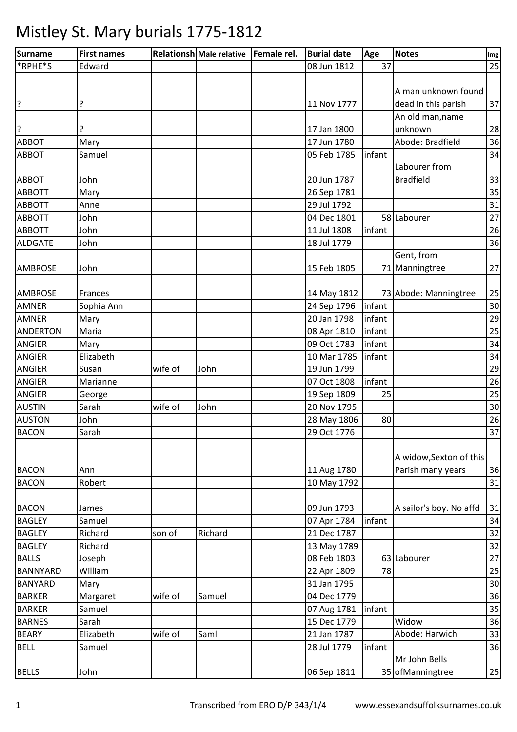# Mistley St. Mary burials 1775-1812

| Surname | First names | Relationship | Male relative | Female rel. | Burial date | Age | Notes | Img |
|---|---|---|---|---|---|---|---|---|
| *RPHE*S | Edward | | | | 08 Jun 1812 | 37 | | 25 |
| ? | ? | | | | 11 Nov 1777 | | A man unknown found dead in this parish | 37 |
| ? | ? | | | | 17 Jan 1800 | | An old man,name unknown | 28 |
| ABBOT | Mary | | | | 17 Jun 1780 | | Abode: Bradfield | 36 |
| ABBOT | Samuel | | | | 05 Feb 1785 | infant | | 34 |
| ABBOT | John | | | | 20 Jun 1787 | | Labourer from Bradfield | 33 |
| ABBOTT | Mary | | | | 26 Sep 1781 | | | 35 |
| ABBOTT | Anne | | | | 29 Jul 1792 | | | 31 |
| ABBOTT | John | | | | 04 Dec 1801 | 58 | Labourer | 27 |
| ABBOTT | John | | | | 11 Jul 1808 | infant | | 26 |
| ALDGATE | John | | | | 18 Jul 1779 | | | 36 |
| AMBROSE | John | | | | 15 Feb 1805 | 71 | Gent, from Manningtree | 27 |
| AMBROSE | Frances | | | | 14 May 1812 | 73 | Abode: Manningtree | 25 |
| AMNER | Sophia Ann | | | | 24 Sep 1796 | infant | | 30 |
| AMNER | Mary | | | | 20 Jan 1798 | infant | | 29 |
| ANDERTON | Maria | | | | 08 Apr 1810 | infant | | 25 |
| ANGIER | Mary | | | | 09 Oct 1783 | infant | | 34 |
| ANGIER | Elizabeth | | | | 10 Mar 1785 | infant | | 34 |
| ANGIER | Susan | wife of | John | | 19 Jun 1799 | | | 29 |
| ANGIER | Marianne | | | | 07 Oct 1808 | infant | | 26 |
| ANGIER | George | | | | 19 Sep 1809 | 25 | | 25 |
| AUSTIN | Sarah | wife of | John | | 20 Nov 1795 | | | 30 |
| AUSTON | John | | | | 28 May 1806 | 80 | | 26 |
| BACON | Sarah | | | | 29 Oct 1776 | | | 37 |
| BACON | Ann | | | | 11 Aug 1780 | | A widow,Sexton of this Parish many years | 36 |
| BACON | Robert | | | | 10 May 1792 | | | 31 |
| BACON | James | | | | 09 Jun 1793 | | A sailor's boy. No affd | 31 |
| BAGLEY | Samuel | | | | 07 Apr 1784 | infant | | 34 |
| BAGLEY | Richard | son of | Richard | | 21 Dec 1787 | | | 32 |
| BAGLEY | Richard | | | | 13 May 1789 | | | 32 |
| BALLS | Joseph | | | | 08 Feb 1803 | 63 | Labourer | 27 |
| BANNYARD | William | | | | 22 Apr 1809 | 78 | | 25 |
| BANYARD | Mary | | | | 31 Jan 1795 | | | 30 |
| BARKER | Margaret | wife of | Samuel | | 04 Dec 1779 | | | 36 |
| BARKER | Samuel | | | | 07 Aug 1781 | infant | | 35 |
| BARNES | Sarah | | | | 15 Dec 1779 | | Widow | 36 |
| BEARY | Elizabeth | wife of | Saml | | 21 Jan 1787 | | Abode: Harwich | 33 |
| BELL | Samuel | | | | 28 Jul 1779 | infant | | 36 |
| BELLS | John | | | | 06 Sep 1811 | 35 | Mr John Bells ofManningtree | 25 |

Transcribed from ERO D/P 343/1/4 www.essexandsuffolksurnames.co.uk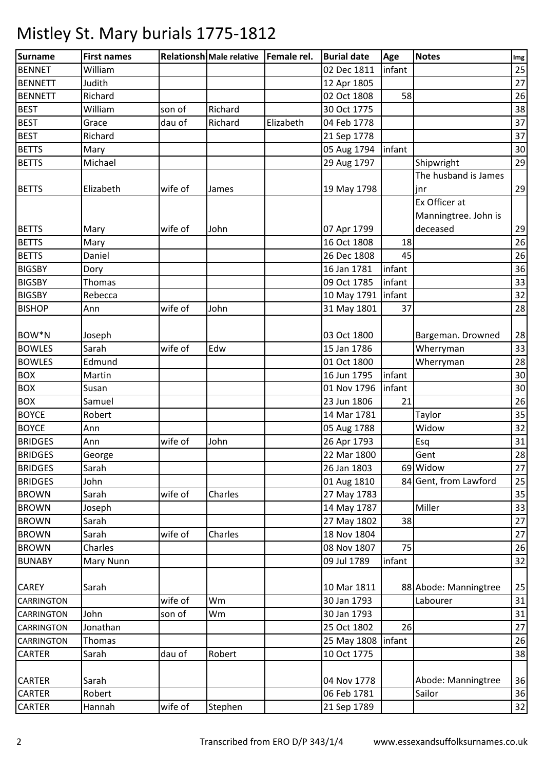# Mistley St. Mary burials 1775-1812

| Surname | First names | Relationship | Male relative | Female rel. | Burial date | Age | Notes | Img |
|---|---|---|---|---|---|---|---|---|
| BENNET | William | | | | 02 Dec 1811 | infant | | 25 |
| BENNETT | Judith | | | | 12 Apr 1805 | | | 27 |
| BENNETT | Richard | | | | 02 Oct 1808 | 58 | | 26 |
| BEST | William | son of | Richard | | 30 Oct 1775 | | | 38 |
| BEST | Grace | dau of | Richard | Elizabeth | 04 Feb 1778 | | | 37 |
| BEST | Richard | | | | 21 Sep 1778 | | | 37 |
| BETTS | Mary | | | | 05 Aug 1794 | infant | | 30 |
| BETTS | Michael | | | | 29 Aug 1797 | | Shipwright | 29 |
| BETTS | Elizabeth | wife of | James | | 19 May 1798 | | The husband is James jnr | 29 |
| BETTS | Mary | wife of | John | | 07 Apr 1799 | | Ex Officer at Manningtree. John is deceased | 29 |
| BETTS | Mary | | | | 16 Oct 1808 | 18 | | 26 |
| BETTS | Daniel | | | | 26 Dec 1808 | 45 | | 26 |
| BIGSBY | Dory | | | | 16 Jan 1781 | infant | | 36 |
| BIGSBY | Thomas | | | | 09 Oct 1785 | infant | | 33 |
| BIGSBY | Rebecca | | | | 10 May 1791 | infant | | 32 |
| BISHOP | Ann | wife of | John | | 31 May 1801 | 37 | | 28 |
| BOW*N | Joseph | | | | 03 Oct 1800 | | Bargeman. Drowned | 28 |
| BOWLES | Sarah | wife of | Edw | | 15 Jan 1786 | | Wherryman | 33 |
| BOWLES | Edmund | | | | 01 Oct 1800 | | Wherryman | 28 |
| BOX | Martin | | | | 16 Jun 1795 | infant | | 30 |
| BOX | Susan | | | | 01 Nov 1796 | infant | | 30 |
| BOX | Samuel | | | | 23 Jun 1806 | 21 | | 26 |
| BOYCE | Robert | | | | 14 Mar 1781 | | Taylor | 35 |
| BOYCE | Ann | | | | 05 Aug 1788 | | Widow | 32 |
| BRIDGES | Ann | wife of | John | | 26 Apr 1793 | | Esq | 31 |
| BRIDGES | George | | | | 22 Mar 1800 | | Gent | 28 |
| BRIDGES | Sarah | | | | 26 Jan 1803 | 69 | Widow | 27 |
| BRIDGES | John | | | | 01 Aug 1810 | 84 | Gent, from Lawford | 25 |
| BROWN | Sarah | wife of | Charles | | 27 May 1783 | | | 35 |
| BROWN | Joseph | | | | 14 May 1787 | | Miller | 33 |
| BROWN | Sarah | | | | 27 May 1802 | 38 | | 27 |
| BROWN | Sarah | wife of | Charles | | 18 Nov 1804 | | | 27 |
| BROWN | Charles | | | | 08 Nov 1807 | 75 | | 26 |
| BUNABY | Mary Nunn | | | | 09 Jul 1789 | infant | | 32 |
| CAREY | Sarah | | | | 10 Mar 1811 | 88 | Abode: Manningtree | 25 |
| CARRINGTON | | wife of | Wm | | 30 Jan 1793 | | Labourer | 31 |
| CARRINGTON | John | son of | Wm | | 30 Jan 1793 | | | 31 |
| CARRINGTON | Jonathan | | | | 25 Oct 1802 | 26 | | 27 |
| CARRINGTON | Thomas | | | | 25 May 1808 | infant | | 26 |
| CARTER | Sarah | dau of | Robert | | 10 Oct 1775 | | | 38 |
| CARTER | Sarah | | | | 04 Nov 1778 | | Abode: Manningtree | 36 |
| CARTER | Robert | | | | 06 Feb 1781 | | Sailor | 36 |
| CARTER | Hannah | wife of | Stephen | | 21 Sep 1789 | | | 32 |

Transcribed from ERO D/P 343/1/4 www.essexandsuffolksurnames.co.uk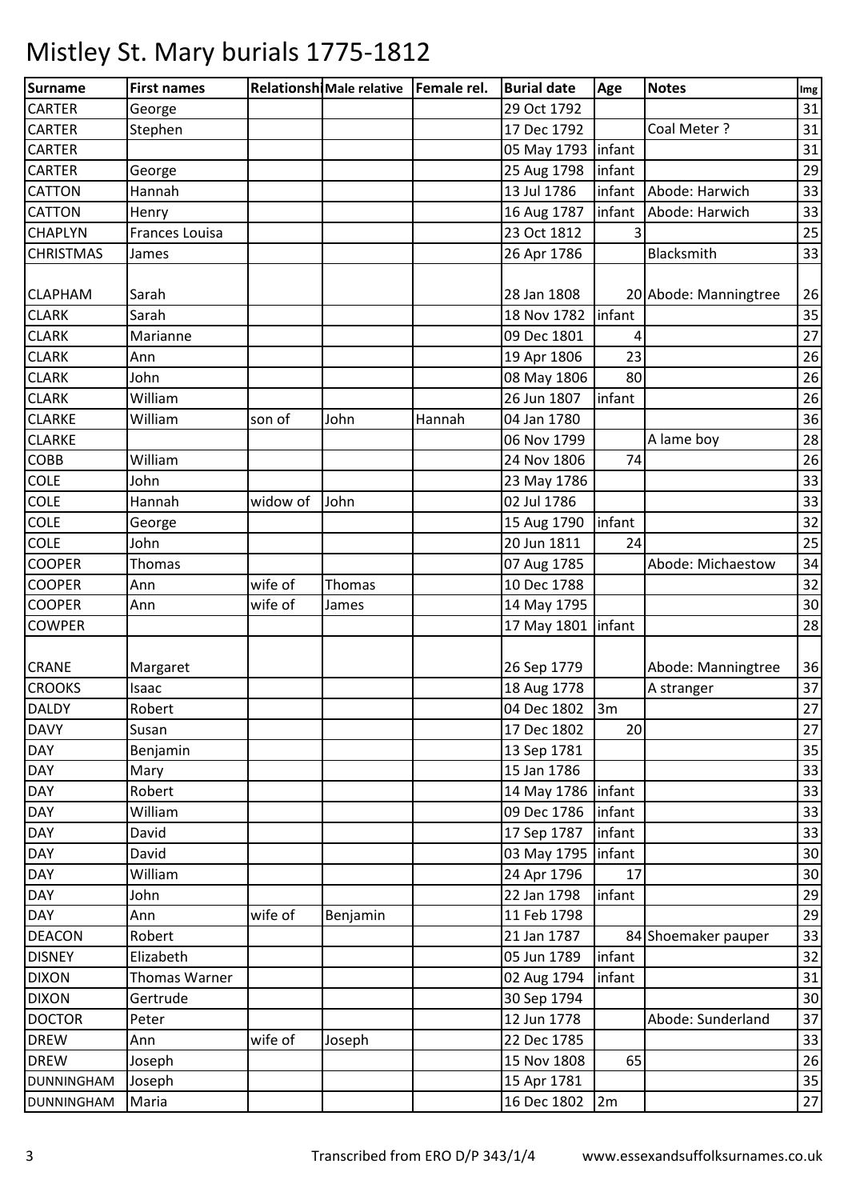# Mistley St. Mary burials 1775-1812

| Surname | First names | Relationship | Male relative | Female rel. | Burial date | Age | Notes | Img |
|---|---|---|---|---|---|---|---|---|
| CARTER | George | | | | 29 Oct 1792 | | | 31 |
| CARTER | Stephen | | | | 17 Dec 1792 | | Coal Meter ? | 31 |
| CARTER | | | | | 05 May 1793 | infant | | 31 |
| CARTER | George | | | | 25 Aug 1798 | infant | | 29 |
| CATTON | Hannah | | | | 13 Jul 1786 | infant | Abode: Harwich | 33 |
| CATTON | Henry | | | | 16 Aug 1787 | infant | Abode: Harwich | 33 |
| CHAPLYN | Frances Louisa | | | | 23 Oct 1812 | 3 | | 25 |
| CHRISTMAS | James | | | | 26 Apr 1786 | | Blacksmith | 33 |
| CLAPHAM | Sarah | | | | 28 Jan 1808 | 20 | Abode: Manningtree | 26 |
| CLARK | Sarah | | | | 18 Nov 1782 | infant | | 35 |
| CLARK | Marianne | | | | 09 Dec 1801 | 4 | | 27 |
| CLARK | Ann | | | | 19 Apr 1806 | 23 | | 26 |
| CLARK | John | | | | 08 May 1806 | 80 | | 26 |
| CLARK | William | | | | 26 Jun 1807 | infant | | 26 |
| CLARKE | William | son of | John | Hannah | 04 Jan 1780 | | | 36 |
| CLARKE | | | | | 06 Nov 1799 | | A lame boy | 28 |
| COBB | William | | | | 24 Nov 1806 | 74 | | 26 |
| COLE | John | | | | 23 May 1786 | | | 33 |
| COLE | Hannah | widow of | John | | 02 Jul 1786 | | | 33 |
| COLE | George | | | | 15 Aug 1790 | infant | | 32 |
| COLE | John | | | | 20 Jun 1811 | 24 | | 25 |
| COOPER | Thomas | | | | 07 Aug 1785 | | Abode: Michaestow | 34 |
| COOPER | Ann | wife of | Thomas | | 10 Dec 1788 | | | 32 |
| COOPER | Ann | wife of | James | | 14 May 1795 | | | 30 |
| COWPER | | | | | 17 May 1801 | infant | | 28 |
| CRANE | Margaret | | | | 26 Sep 1779 | | Abode: Manningtree | 36 |
| CROOKS | Isaac | | | | 18 Aug 1778 | | A stranger | 37 |
| DALDY | Robert | | | | 04 Dec 1802 | 3m | | 27 |
| DAVY | Susan | | | | 17 Dec 1802 | 20 | | 27 |
| DAY | Benjamin | | | | 13 Sep 1781 | | | 35 |
| DAY | Mary | | | | 15 Jan 1786 | | | 33 |
| DAY | Robert | | | | 14 May 1786 | infant | | 33 |
| DAY | William | | | | 09 Dec 1786 | infant | | 33 |
| DAY | David | | | | 17 Sep 1787 | infant | | 33 |
| DAY | David | | | | 03 May 1795 | infant | | 30 |
| DAY | William | | | | 24 Apr 1796 | 17 | | 30 |
| DAY | John | | | | 22 Jan 1798 | infant | | 29 |
| DAY | Ann | wife of | Benjamin | | 11 Feb 1798 | | | 29 |
| DEACON | Robert | | | | 21 Jan 1787 | 84 | Shoemaker pauper | 33 |
| DISNEY | Elizabeth | | | | 05 Jun 1789 | infant | | 32 |
| DIXON | Thomas Warner | | | | 02 Aug 1794 | infant | | 31 |
| DIXON | Gertrude | | | | 30 Sep 1794 | | | 30 |
| DOCTOR | Peter | | | | 12 Jun 1778 | | Abode: Sunderland | 37 |
| DREW | Ann | wife of | Joseph | | 22 Dec 1785 | | | 33 |
| DREW | Joseph | | | | 15 Nov 1808 | 65 | | 26 |
| DUNNINGHAM | Joseph | | | | 15 Apr 1781 | | | 35 |
| DUNNINGHAM | Maria | | | | 16 Dec 1802 | 2m | | 27 |

Transcribed from ERO D/P 343/1/4 www.essexandsuffolksurnames.co.uk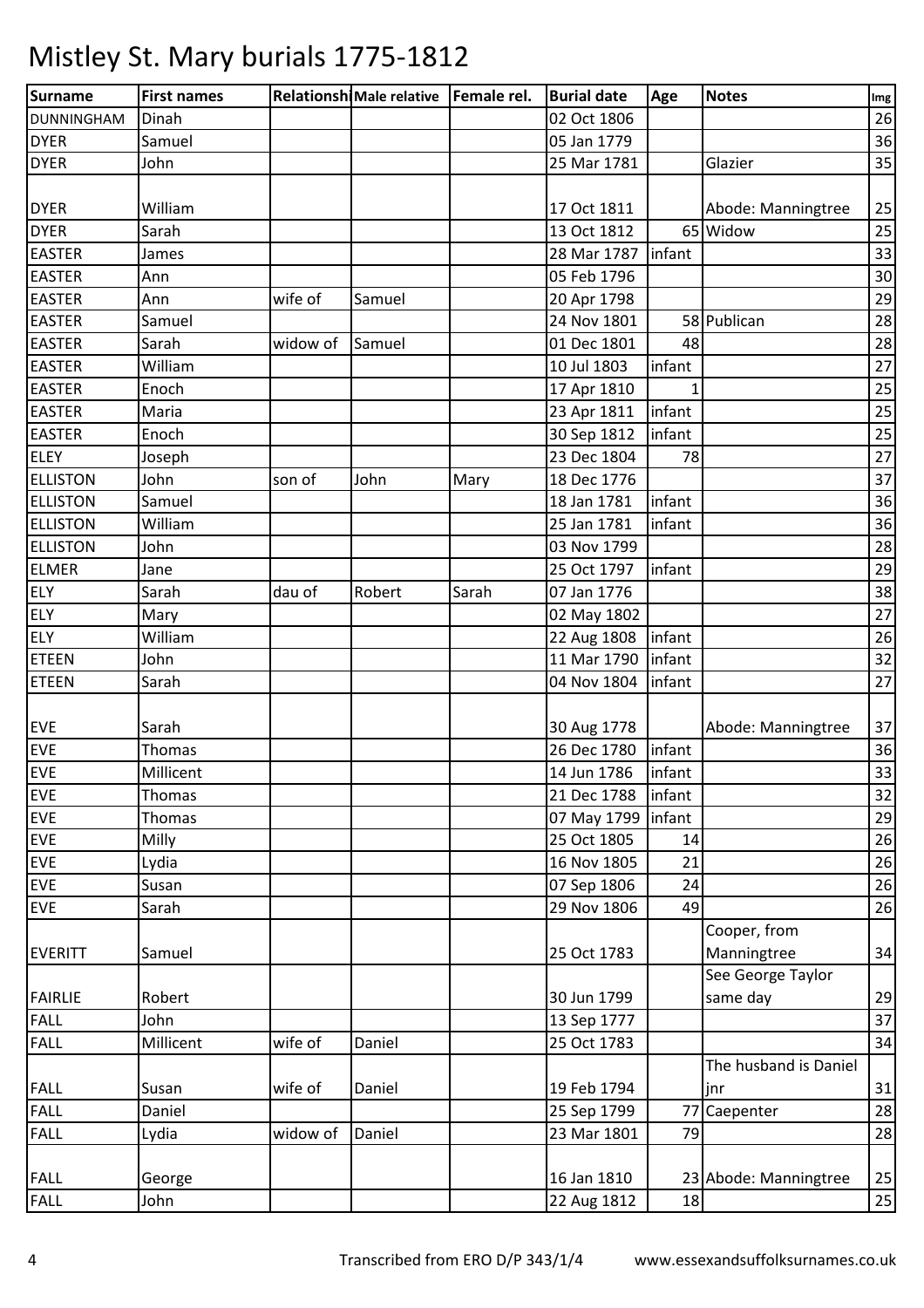# Mistley St. Mary burials 1775-1812

| Surname | First names | Relationship | Male relative | Female rel. | Burial date | Age | Notes | Img |
|---|---|---|---|---|---|---|---|---|
| DUNNINGHAM | Dinah | | | | 02 Oct 1806 | | | 26 |
| DYER | Samuel | | | | 05 Jan 1779 | | | 36 |
| DYER | John | | | | 25 Mar 1781 | | Glazier | 35 |
| DYER | William | | | | 17 Oct 1811 | | Abode: Manningtree | 25 |
| DYER | Sarah | | | | 13 Oct 1812 | 65 | Widow | 25 |
| EASTER | James | | | | 28 Mar 1787 | infant | | 33 |
| EASTER | Ann | | | | 05 Feb 1796 | | | 30 |
| EASTER | Ann | wife of | Samuel | | 20 Apr 1798 | | | 29 |
| EASTER | Samuel | | | | 24 Nov 1801 | 58 | Publican | 28 |
| EASTER | Sarah | widow of | Samuel | | 01 Dec 1801 | 48 | | 28 |
| EASTER | William | | | | 10 Jul 1803 | infant | | 27 |
| EASTER | Enoch | | | | 17 Apr 1810 | 1 | | 25 |
| EASTER | Maria | | | | 23 Apr 1811 | infant | | 25 |
| EASTER | Enoch | | | | 30 Sep 1812 | infant | | 25 |
| ELEY | Joseph | | | | 23 Dec 1804 | 78 | | 27 |
| ELLISTON | John | son of | John | Mary | 18 Dec 1776 | | | 37 |
| ELLISTON | Samuel | | | | 18 Jan 1781 | infant | | 36 |
| ELLISTON | William | | | | 25 Jan 1781 | infant | | 36 |
| ELLISTON | John | | | | 03 Nov 1799 | | | 28 |
| ELMER | Jane | | | | 25 Oct 1797 | infant | | 29 |
| ELY | Sarah | dau of | Robert | Sarah | 07 Jan 1776 | | | 38 |
| ELY | Mary | | | | 02 May 1802 | | | 27 |
| ELY | William | | | | 22 Aug 1808 | infant | | 26 |
| ETEEN | John | | | | 11 Mar 1790 | infant | | 32 |
| ETEEN | Sarah | | | | 04 Nov 1804 | infant | | 27 |
| EVE | Sarah | | | | 30 Aug 1778 | | Abode: Manningtree | 37 |
| EVE | Thomas | | | | 26 Dec 1780 | infant | | 36 |
| EVE | Millicent | | | | 14 Jun 1786 | infant | | 33 |
| EVE | Thomas | | | | 21 Dec 1788 | infant | | 32 |
| EVE | Thomas | | | | 07 May 1799 | infant | | 29 |
| EVE | Milly | | | | 25 Oct 1805 | 14 | | 26 |
| EVE | Lydia | | | | 16 Nov 1805 | 21 | | 26 |
| EVE | Susan | | | | 07 Sep 1806 | 24 | | 26 |
| EVE | Sarah | | | | 29 Nov 1806 | 49 | | 26 |
| EVERITT | Samuel | | | | 25 Oct 1783 | | Cooper, from Manningtree | 34 |
| FAIRLIE | Robert | | | | 30 Jun 1799 | | See George Taylor same day | 29 |
| FALL | John | | | | 13 Sep 1777 | | | 37 |
| FALL | Millicent | wife of | Daniel | | 25 Oct 1783 | | | 34 |
| FALL | Susan | wife of | Daniel | | 19 Feb 1794 | | The husband is Daniel jnr | 31 |
| FALL | Daniel | | | | 25 Sep 1799 | 77 | Caepenter | 28 |
| FALL | Lydia | widow of | Daniel | | 23 Mar 1801 | 79 | | 28 |
| FALL | George | | | | 16 Jan 1810 | 23 | Abode: Manningtree | 25 |
| FALL | John | | | | 22 Aug 1812 | 18 | | 25 |

Transcribed from ERO D/P 343/1/4 www.essexandsuffolksurnames.co.uk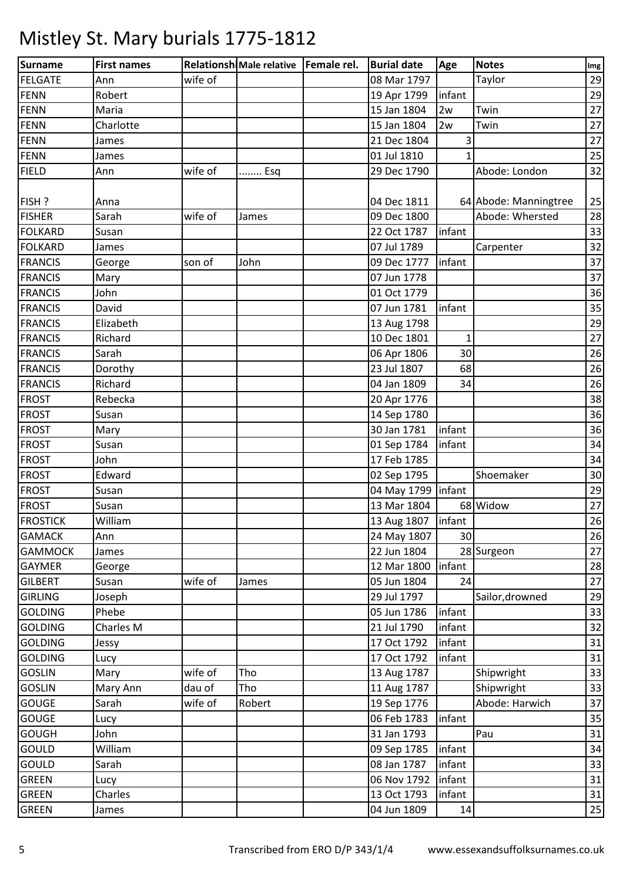# Mistley St. Mary burials 1775-1812

| Surname | First names | Relationship | Male relative | Female rel. | Burial date | Age | Notes | Img |
|---|---|---|---|---|---|---|---|---|
| FELGATE | Ann | wife of | | | 08 Mar 1797 | | Taylor | 29 |
| FENN | Robert | | | | 19 Apr 1799 | infant | | 29 |
| FENN | Maria | | | | 15 Jan 1804 | 2w | Twin | 27 |
| FENN | Charlotte | | | | 15 Jan 1804 | 2w | Twin | 27 |
| FENN | James | | | | 21 Dec 1804 | 3 | | 27 |
| FENN | James | | | | 01 Jul 1810 | 1 | | 25 |
| FIELD | Ann | wife of | ........ Esq | | 29 Dec 1790 | | Abode: London | 32 |
| FISH ? | Anna | | | | 04 Dec 1811 | 64 | Abode: Manningtree | 25 |
| FISHER | Sarah | wife of | James | | 09 Dec 1800 | | Abode: Whersted | 28 |
| FOLKARD | Susan | | | | 22 Oct 1787 | infant | | 33 |
| FOLKARD | James | | | | 07 Jul 1789 | | Carpenter | 32 |
| FRANCIS | George | son of | John | | 09 Dec 1777 | infant | | 37 |
| FRANCIS | Mary | | | | 07 Jun 1778 | | | 37 |
| FRANCIS | John | | | | 01 Oct 1779 | | | 36 |
| FRANCIS | David | | | | 07 Jun 1781 | infant | | 35 |
| FRANCIS | Elizabeth | | | | 13 Aug 1798 | | | 29 |
| FRANCIS | Richard | | | | 10 Dec 1801 | 1 | | 27 |
| FRANCIS | Sarah | | | | 06 Apr 1806 | 30 | | 26 |
| FRANCIS | Dorothy | | | | 23 Jul 1807 | 68 | | 26 |
| FRANCIS | Richard | | | | 04 Jan 1809 | 34 | | 26 |
| FROST | Rebecka | | | | 20 Apr 1776 | | | 38 |
| FROST | Susan | | | | 14 Sep 1780 | | | 36 |
| FROST | Mary | | | | 30 Jan 1781 | infant | | 36 |
| FROST | Susan | | | | 01 Sep 1784 | infant | | 34 |
| FROST | John | | | | 17 Feb 1785 | | | 34 |
| FROST | Edward | | | | 02 Sep 1795 | | Shoemaker | 30 |
| FROST | Susan | | | | 04 May 1799 | infant | | 29 |
| FROST | Susan | | | | 13 Mar 1804 | 68 | Widow | 27 |
| FROSTICK | William | | | | 13 Aug 1807 | infant | | 26 |
| GAMACK | Ann | | | | 24 May 1807 | 30 | | 26 |
| GAMMOCK | James | | | | 22 Jun 1804 | 28 | Surgeon | 27 |
| GAYMER | George | | | | 12 Mar 1800 | infant | | 28 |
| GILBERT | Susan | wife of | James | | 05 Jun 1804 | 24 | | 27 |
| GIRLING | Joseph | | | | 29 Jul 1797 | | Sailor,drowned | 29 |
| GOLDING | Phebe | | | | 05 Jun 1786 | infant | | 33 |
| GOLDING | Charles M | | | | 21 Jul 1790 | infant | | 32 |
| GOLDING | Jessy | | | | 17 Oct 1792 | infant | | 31 |
| GOLDING | Lucy | | | | 17 Oct 1792 | infant | | 31 |
| GOSLIN | Mary | wife of | Tho | | 13 Aug 1787 | | Shipwright | 33 |
| GOSLIN | Mary Ann | dau of | Tho | | 11 Aug 1787 | | Shipwright | 33 |
| GOUGE | Sarah | wife of | Robert | | 19 Sep 1776 | | Abode: Harwich | 37 |
| GOUGE | Lucy | | | | 06 Feb 1783 | infant | | 35 |
| GOUGH | John | | | | 31 Jan 1793 | | Pau | 31 |
| GOULD | William | | | | 09 Sep 1785 | infant | | 34 |
| GOULD | Sarah | | | | 08 Jan 1787 | infant | | 33 |
| GREEN | Lucy | | | | 06 Nov 1792 | infant | | 31 |
| GREEN | Charles | | | | 13 Oct 1793 | infant | | 31 |
| GREEN | James | | | | 04 Jun 1809 | 14 | | 25 |

Transcribed from ERO D/P 343/1/4 www.essexandsuffolksurnames.co.uk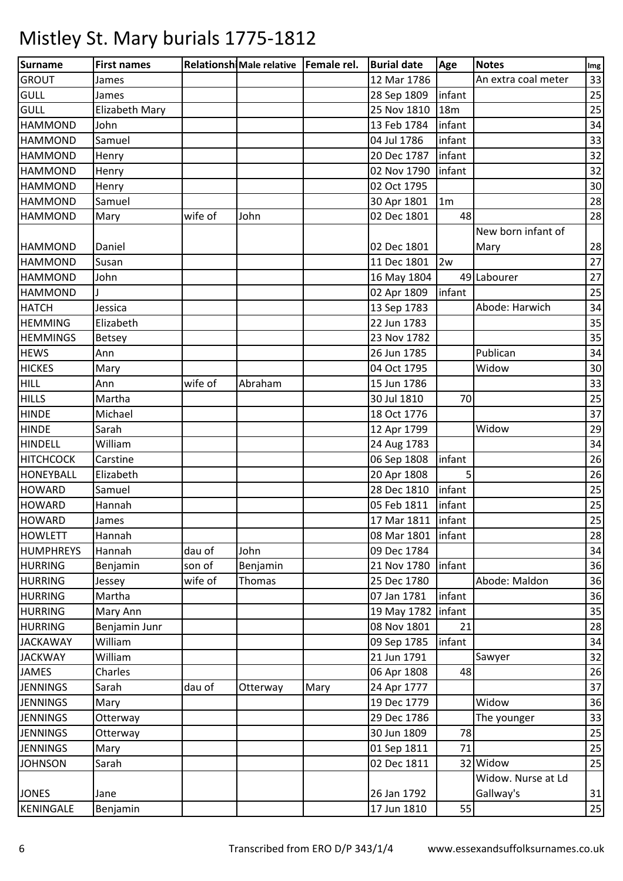# Mistley St. Mary burials 1775-1812

| Surname | First names | Relationship | Male relative | Female rel. | Burial date | Age | Notes | Img |
|---|---|---|---|---|---|---|---|---|
| GROUT | James | | | | 12 Mar 1786 | | An extra coal meter | 33 |
| GULL | James | | | | 28 Sep 1809 | infant | | 25 |
| GULL | Elizabeth Mary | | | | 25 Nov 1810 | 18m | | 25 |
| HAMMOND | John | | | | 13 Feb 1784 | infant | | 34 |
| HAMMOND | Samuel | | | | 04 Jul 1786 | infant | | 33 |
| HAMMOND | Henry | | | | 20 Dec 1787 | infant | | 32 |
| HAMMOND | Henry | | | | 02 Nov 1790 | infant | | 32 |
| HAMMOND | Henry | | | | 02 Oct 1795 | | | 30 |
| HAMMOND | Samuel | | | | 30 Apr 1801 | 1m | | 28 |
| HAMMOND | Mary | wife of | John | | 02 Dec 1801 | 48 | | 28 |
| HAMMOND | Daniel | | | | 02 Dec 1801 | | New born infant of Mary | 28 |
| HAMMOND | Susan | | | | 11 Dec 1801 | 2w | | 27 |
| HAMMOND | John | | | | 16 May 1804 | 49 | Labourer | 27 |
| HAMMOND | J | | | | 02 Apr 1809 | infant | | 25 |
| HATCH | Jessica | | | | 13 Sep 1783 | | Abode: Harwich | 34 |
| HEMMING | Elizabeth | | | | 22 Jun 1783 | | | 35 |
| HEMMINGS | Betsey | | | | 23 Nov 1782 | | | 35 |
| HEWS | Ann | | | | 26 Jun 1785 | | Publican | 34 |
| HICKES | Mary | | | | 04 Oct 1795 | | Widow | 30 |
| HILL | Ann | wife of | Abraham | | 15 Jun 1786 | | | 33 |
| HILLS | Martha | | | | 30 Jul 1810 | 70 | | 25 |
| HINDE | Michael | | | | 18 Oct 1776 | | | 37 |
| HINDE | Sarah | | | | 12 Apr 1799 | | Widow | 29 |
| HINDELL | William | | | | 24 Aug 1783 | | | 34 |
| HITCHCOCK | Carstine | | | | 06 Sep 1808 | infant | | 26 |
| HONEYBALL | Elizabeth | | | | 20 Apr 1808 | 5 | | 26 |
| HOWARD | Samuel | | | | 28 Dec 1810 | infant | | 25 |
| HOWARD | Hannah | | | | 05 Feb 1811 | infant | | 25 |
| HOWARD | James | | | | 17 Mar 1811 | infant | | 25 |
| HOWLETT | Hannah | | | | 08 Mar 1801 | infant | | 28 |
| HUMPHREYS | Hannah | dau of | John | | 09 Dec 1784 | | | 34 |
| HURRING | Benjamin | son of | Benjamin | | 21 Nov 1780 | infant | | 36 |
| HURRING | Jessey | wife of | Thomas | | 25 Dec 1780 | | Abode: Maldon | 36 |
| HURRING | Martha | | | | 07 Jan 1781 | infant | | 36 |
| HURRING | Mary Ann | | | | 19 May 1782 | infant | | 35 |
| HURRING | Benjamin Junr | | | | 08 Nov 1801 | 21 | | 28 |
| JACKAWAY | William | | | | 09 Sep 1785 | infant | | 34 |
| JACKWAY | William | | | | 21 Jun 1791 | | Sawyer | 32 |
| JAMES | Charles | | | | 06 Apr 1808 | 48 | | 26 |
| JENNINGS | Sarah | dau of | Otterway | Mary | 24 Apr 1777 | | | 37 |
| JENNINGS | Mary | | | | 19 Dec 1779 | | Widow | 36 |
| JENNINGS | Otterway | | | | 29 Dec 1786 | | The younger | 33 |
| JENNINGS | Otterway | | | | 30 Jun 1809 | 78 | | 25 |
| JENNINGS | Mary | | | | 01 Sep 1811 | 71 | | 25 |
| JOHNSON | Sarah | | | | 02 Dec 1811 | 32 | Widow | 25 |
| JONES | Jane | | | | 26 Jan 1792 | | Widow. Nurse at Ld Gallway's | 31 |
| KENINGALE | Benjamin | | | | 17 Jun 1810 | 55 | | 25 |

Transcribed from ERO D/P 343/1/4 www.essexandsuffolksurnames.co.uk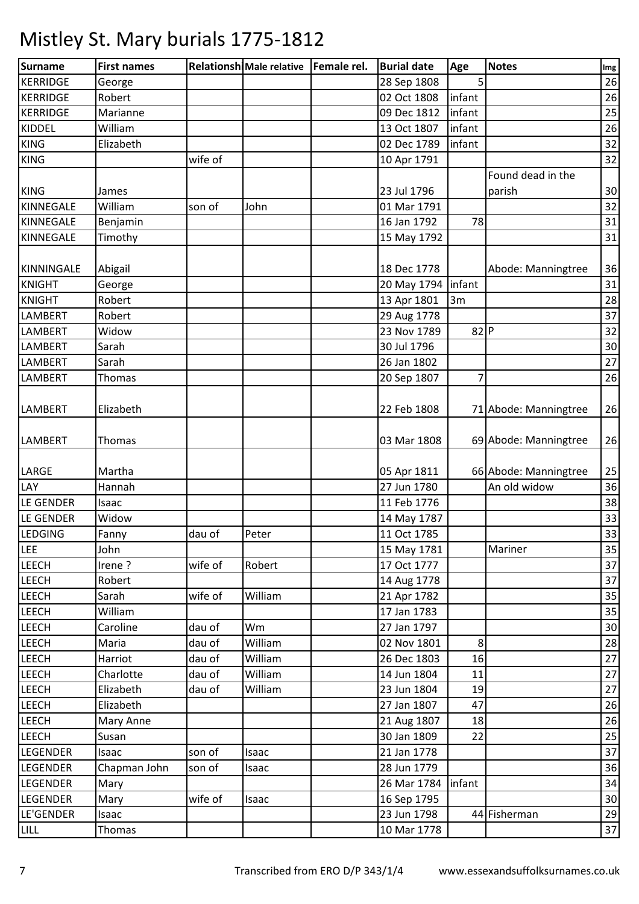# Mistley St. Mary burials 1775-1812

| Surname | First names | Relationship | Male relative | Female rel. | Burial date | Age | Notes | Img |
|---|---|---|---|---|---|---|---|---|
| KERRIDGE | George | | | | 28 Sep 1808 | 5 | | 26 |
| KERRIDGE | Robert | | | | 02 Oct 1808 | infant | | 26 |
| KERRIDGE | Marianne | | | | 09 Dec 1812 | infant | | 25 |
| KIDDEL | William | | | | 13 Oct 1807 | infant | | 26 |
| KING | Elizabeth | | | | 02 Dec 1789 | infant | | 32 |
| KING | | wife of | | | 10 Apr 1791 | | | 32 |
| KING | James | | | | 23 Jul 1796 | | Found dead in the parish | 30 |
| KINNEGALE | William | son of | John | | 01 Mar 1791 | | | 32 |
| KINNEGALE | Benjamin | | | | 16 Jan 1792 | 78 | | 31 |
| KINNEGALE | Timothy | | | | 15 May 1792 | | | 31 |
| KINNINGALE | Abigail | | | | 18 Dec 1778 | | Abode: Manningtree | 36 |
| KNIGHT | George | | | | 20 May 1794 | infant | | 31 |
| KNIGHT | Robert | | | | 13 Apr 1801 | 3m | | 28 |
| LAMBERT | Robert | | | | 29 Aug 1778 | | | 37 |
| LAMBERT | Widow | | | | 23 Nov 1789 | 82 | P | 32 |
| LAMBERT | Sarah | | | | 30 Jul 1796 | | | 30 |
| LAMBERT | Sarah | | | | 26 Jan 1802 | | | 27 |
| LAMBERT | Thomas | | | | 20 Sep 1807 | 7 | | 26 |
| LAMBERT | Elizabeth | | | | 22 Feb 1808 | 71 | Abode: Manningtree | 26 |
| LAMBERT | Thomas | | | | 03 Mar 1808 | 69 | Abode: Manningtree | 26 |
| LARGE | Martha | | | | 05 Apr 1811 | 66 | Abode: Manningtree | 25 |
| LAY | Hannah | | | | 27 Jun 1780 | | An old widow | 36 |
| LE GENDER | Isaac | | | | 11 Feb 1776 | | | 38 |
| LE GENDER | Widow | | | | 14 May 1787 | | | 33 |
| LEDGING | Fanny | dau of | Peter | | 11 Oct 1785 | | | 33 |
| LEE | John | | | | 15 May 1781 | | Mariner | 35 |
| LEECH | Irene ? | wife of | Robert | | 17 Oct 1777 | | | 37 |
| LEECH | Robert | | | | 14 Aug 1778 | | | 37 |
| LEECH | Sarah | wife of | William | | 21 Apr 1782 | | | 35 |
| LEECH | William | | | | 17 Jan 1783 | | | 35 |
| LEECH | Caroline | dau of | Wm | | 27 Jan 1797 | | | 30 |
| LEECH | Maria | dau of | William | | 02 Nov 1801 | 8 | | 28 |
| LEECH | Harriot | dau of | William | | 26 Dec 1803 | 16 | | 27 |
| LEECH | Charlotte | dau of | William | | 14 Jun 1804 | 11 | | 27 |
| LEECH | Elizabeth | dau of | William | | 23 Jun 1804 | 19 | | 27 |
| LEECH | Elizabeth | | | | 27 Jan 1807 | 47 | | 26 |
| LEECH | Mary Anne | | | | 21 Aug 1807 | 18 | | 26 |
| LEECH | Susan | | | | 30 Jan 1809 | 22 | | 25 |
| LEGENDER | Isaac | son of | Isaac | | 21 Jan 1778 | | | 37 |
| LEGENDER | Chapman John | son of | Isaac | | 28 Jun 1779 | | | 36 |
| LEGENDER | Mary | | | | 26 Mar 1784 | infant | | 34 |
| LEGENDER | Mary | wife of | Isaac | | 16 Sep 1795 | | | 30 |
| LE'GENDER | Isaac | | | | 23 Jun 1798 | 44 | Fisherman | 29 |
| LILL | Thomas | | | | 10 Mar 1778 | | | 37 |

Transcribed from ERO D/P 343/1/4 www.essexandsuffolksurnames.co.uk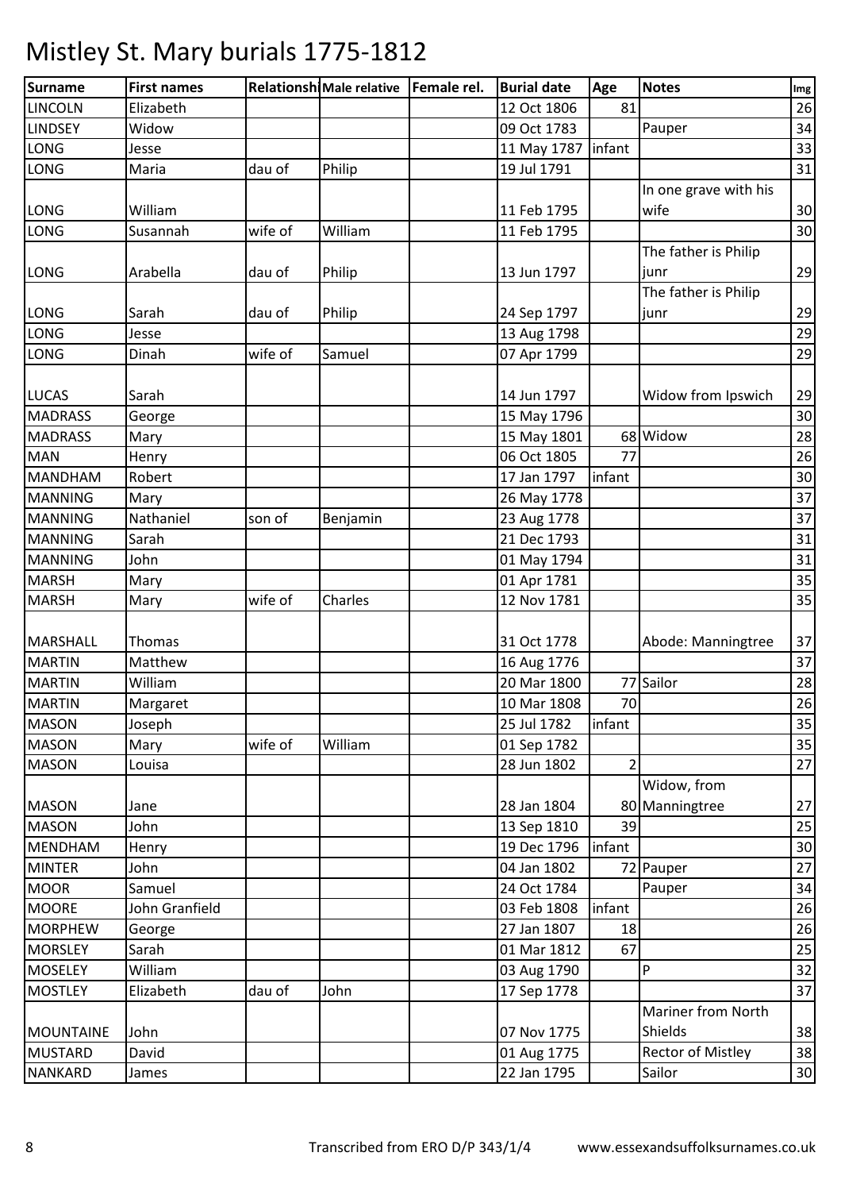# Mistley St. Mary burials 1775-1812

| Surname | First names | Relationship | Male relative | Female rel. | Burial date | Age | Notes | Img |
|---|---|---|---|---|---|---|---|---|
| LINCOLN | Elizabeth | | | | 12 Oct 1806 | 81 | | 26 |
| LINDSEY | Widow | | | | 09 Oct 1783 | | Pauper | 34 |
| LONG | Jesse | | | | 11 May 1787 | infant | | 33 |
| LONG | Maria | dau of | Philip | | 19 Jul 1791 | | | 31 |
| LONG | William | | | | 11 Feb 1795 | | In one grave with his wife | 30 |
| LONG | Susannah | wife of | William | | 11 Feb 1795 | | | 30 |
| LONG | Arabella | dau of | Philip | | 13 Jun 1797 | | The father is Philip junr | 29 |
| LONG | Sarah | dau of | Philip | | 24 Sep 1797 | | The father is Philip junr | 29 |
| LONG | Jesse | | | | 13 Aug 1798 | | | 29 |
| LONG | Dinah | wife of | Samuel | | 07 Apr 1799 | | | 29 |
| LUCAS | Sarah | | | | 14 Jun 1797 | | Widow from Ipswich | 29 |
| MADRASS | George | | | | 15 May 1796 | | | 30 |
| MADRASS | Mary | | | | 15 May 1801 | 68 | Widow | 28 |
| MAN | Henry | | | | 06 Oct 1805 | 77 | | 26 |
| MANDHAM | Robert | | | | 17 Jan 1797 | infant | | 30 |
| MANNING | Mary | | | | 26 May 1778 | | | 37 |
| MANNING | Nathaniel | son of | Benjamin | | 23 Aug 1778 | | | 37 |
| MANNING | Sarah | | | | 21 Dec 1793 | | | 31 |
| MANNING | John | | | | 01 May 1794 | | | 31 |
| MARSH | Mary | | | | 01 Apr 1781 | | | 35 |
| MARSH | Mary | wife of | Charles | | 12 Nov 1781 | | | 35 |
| MARSHALL | Thomas | | | | 31 Oct 1778 | | Abode: Manningtree | 37 |
| MARTIN | Matthew | | | | 16 Aug 1776 | | | 37 |
| MARTIN | William | | | | 20 Mar 1800 | 77 | Sailor | 28 |
| MARTIN | Margaret | | | | 10 Mar 1808 | 70 | | 26 |
| MASON | Joseph | | | | 25 Jul 1782 | infant | | 35 |
| MASON | Mary | wife of | William | | 01 Sep 1782 | | | 35 |
| MASON | Louisa | | | | 28 Jun 1802 | 2 | | 27 |
| MASON | Jane | | | | 28 Jan 1804 | 80 | Widow, from Manningtree | 27 |
| MASON | John | | | | 13 Sep 1810 | 39 | | 25 |
| MENDHAM | Henry | | | | 19 Dec 1796 | infant | | 30 |
| MINTER | John | | | | 04 Jan 1802 | 72 | Pauper | 27 |
| MOOR | Samuel | | | | 24 Oct 1784 | | Pauper | 34 |
| MOORE | John Granfield | | | | 03 Feb 1808 | infant | | 26 |
| MORPHEW | George | | | | 27 Jan 1807 | 18 | | 26 |
| MORSLEY | Sarah | | | | 01 Mar 1812 | 67 | | 25 |
| MOSELEY | William | | | | 03 Aug 1790 | | P | 32 |
| MOSTLEY | Elizabeth | dau of | John | | 17 Sep 1778 | | | 37 |
| MOUNTAINE | John | | | | 07 Nov 1775 | | Mariner from North Shields | 38 |
| MUSTARD | David | | | | 01 Aug 1775 | | Rector of Mistley | 38 |
| NANKARD | James | | | | 22 Jan 1795 | | Sailor | 30 |

Transcribed from ERO D/P 343/1/4 www.essexandsuffolksurnames.co.uk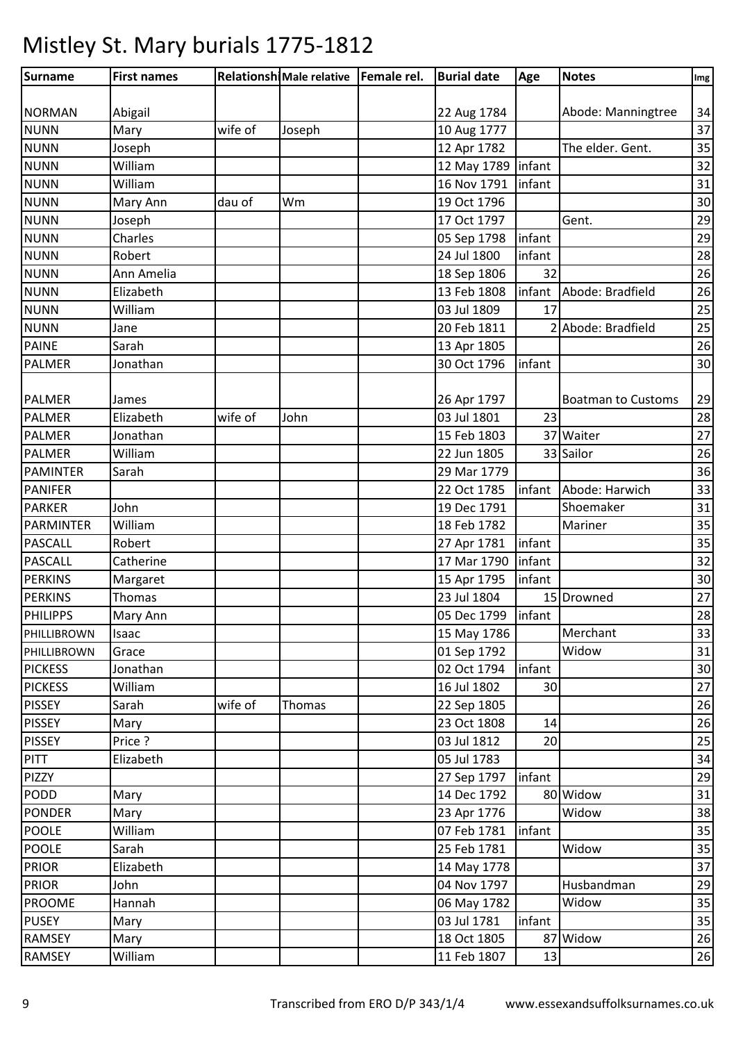# Mistley St. Mary burials 1775-1812

| Surname | First names | Relationship | Male relative | Female rel. | Burial date | Age | Notes | Img |
|---|---|---|---|---|---|---|---|---|
| NORMAN | Abigail | | | | 22 Aug 1784 | | Abode: Manningtree | 34 |
| NUNN | Mary | wife of | Joseph | | 10 Aug 1777 | | | 37 |
| NUNN | Joseph | | | | 12 Apr 1782 | | The elder. Gent. | 35 |
| NUNN | William | | | | 12 May 1789 | infant | | 32 |
| NUNN | William | | | | 16 Nov 1791 | infant | | 31 |
| NUNN | Mary Ann | dau of | Wm | | 19 Oct 1796 | | | 30 |
| NUNN | Joseph | | | | 17 Oct 1797 | | Gent. | 29 |
| NUNN | Charles | | | | 05 Sep 1798 | infant | | 29 |
| NUNN | Robert | | | | 24 Jul 1800 | infant | | 28 |
| NUNN | Ann Amelia | | | | 18 Sep 1806 | 32 | | 26 |
| NUNN | Elizabeth | | | | 13 Feb 1808 | infant | Abode: Bradfield | 26 |
| NUNN | William | | | | 03 Jul 1809 | 17 | | 25 |
| NUNN | Jane | | | | 20 Feb 1811 | 2 | Abode: Bradfield | 25 |
| PAINE | Sarah | | | | 13 Apr 1805 | | | 26 |
| PALMER | Jonathan | | | | 30 Oct 1796 | infant | | 30 |
| PALMER | James | | | | 26 Apr 1797 | | Boatman to Customs | 29 |
| PALMER | Elizabeth | wife of | John | | 03 Jul 1801 | 23 | | 28 |
| PALMER | Jonathan | | | | 15 Feb 1803 | 37 | Waiter | 27 |
| PALMER | William | | | | 22 Jun 1805 | 33 | Sailor | 26 |
| PAMINTER | Sarah | | | | 29 Mar 1779 | | | 36 |
| PANIFER | | | | | 22 Oct 1785 | infant | Abode: Harwich | 33 |
| PARKER | John | | | | 19 Dec 1791 | | Shoemaker | 31 |
| PARMINTER | William | | | | 18 Feb 1782 | | Mariner | 35 |
| PASCALL | Robert | | | | 27 Apr 1781 | infant | | 35 |
| PASCALL | Catherine | | | | 17 Mar 1790 | infant | | 32 |
| PERKINS | Margaret | | | | 15 Apr 1795 | infant | | 30 |
| PERKINS | Thomas | | | | 23 Jul 1804 | 15 | Drowned | 27 |
| PHILIPPS | Mary Ann | | | | 05 Dec 1799 | infant | | 28 |
| PHILLIBROWN | Isaac | | | | 15 May 1786 | | Merchant | 33 |
| PHILLIBROWN | Grace | | | | 01 Sep 1792 | | Widow | 31 |
| PICKESS | Jonathan | | | | 02 Oct 1794 | infant | | 30 |
| PICKESS | William | | | | 16 Jul 1802 | 30 | | 27 |
| PISSEY | Sarah | wife of | Thomas | | 22 Sep 1805 | | | 26 |
| PISSEY | Mary | | | | 23 Oct 1808 | 14 | | 26 |
| PISSEY | Price ? | | | | 03 Jul 1812 | 20 | | 25 |
| PITT | Elizabeth | | | | 05 Jul 1783 | | | 34 |
| PIZZY | | | | | 27 Sep 1797 | infant | | 29 |
| PODD | Mary | | | | 14 Dec 1792 | 80 | Widow | 31 |
| PONDER | Mary | | | | 23 Apr 1776 | | Widow | 38 |
| POOLE | William | | | | 07 Feb 1781 | infant | | 35 |
| POOLE | Sarah | | | | 25 Feb 1781 | | Widow | 35 |
| PRIOR | Elizabeth | | | | 14 May 1778 | | | 37 |
| PRIOR | John | | | | 04 Nov 1797 | | Husbandman | 29 |
| PROOME | Hannah | | | | 06 May 1782 | | Widow | 35 |
| PUSEY | Mary | | | | 03 Jul 1781 | infant | | 35 |
| RAMSEY | Mary | | | | 18 Oct 1805 | 87 | Widow | 26 |
| RAMSEY | William | | | | 11 Feb 1807 | 13 | | 26 |

Transcribed from ERO D/P 343/1/4 www.essexandsuffolksurnames.co.uk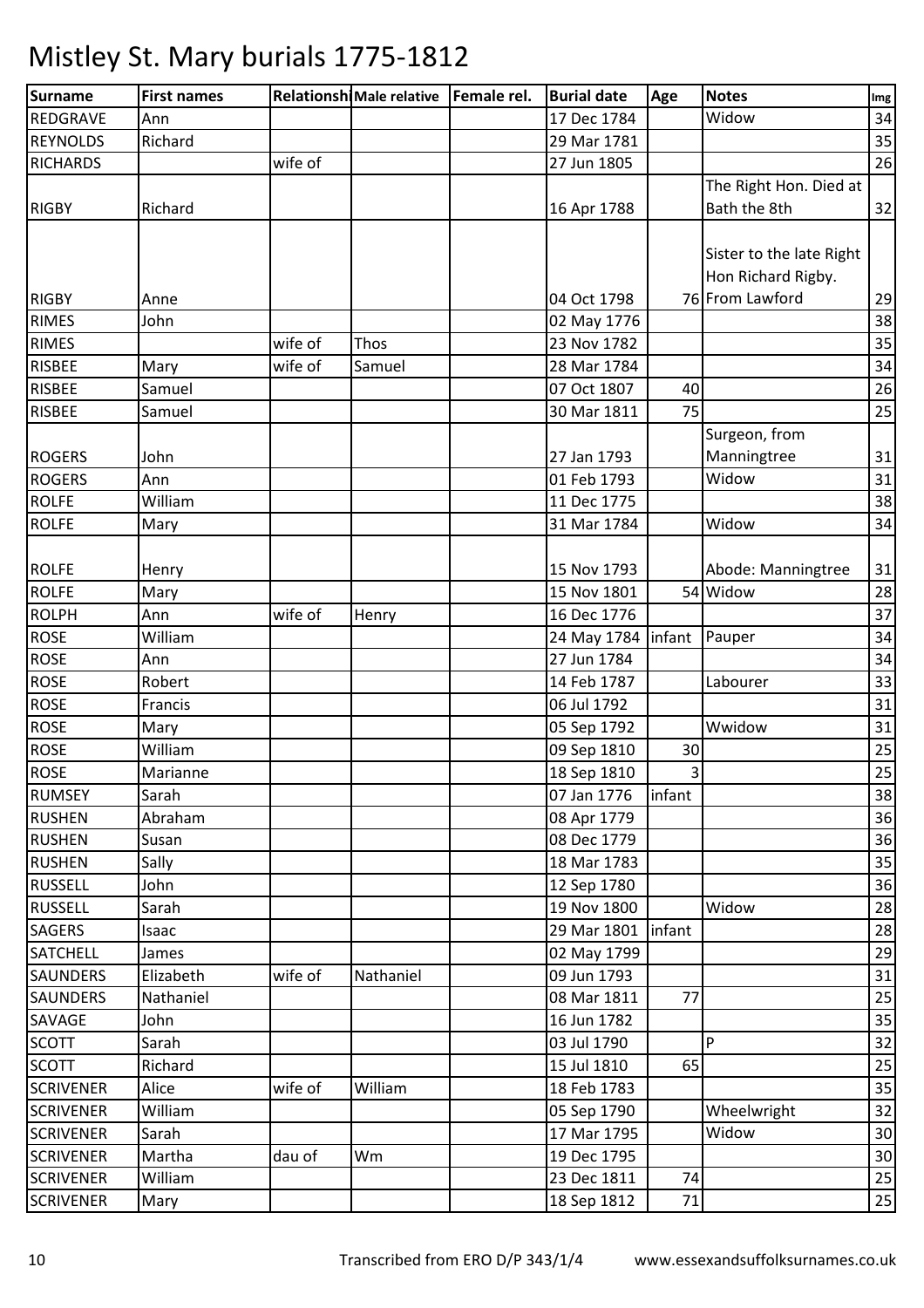# Mistley St. Mary burials 1775-1812

| Surname | First names | Relationship | Male relative | Female rel. | Burial date | Age | Notes | Img |
|---|---|---|---|---|---|---|---|---|
| REDGRAVE | Ann | | | | 17 Dec 1784 | | Widow | 34 |
| REYNOLDS | Richard | | | | 29 Mar 1781 | | | 35 |
| RICHARDS | | wife of | | | 27 Jun 1805 | | | 26 |
| RIGBY | Richard | | | | 16 Apr 1788 | | The Right Hon. Died at Bath the 8th | 32 |
| RIGBY | Anne | | | | 04 Oct 1798 | 76 | Sister to the late Right Hon Richard Rigby. From Lawford | 29 |
| RIMES | John | | | | 02 May 1776 | | | 38 |
| RIMES | | wife of | Thos | | 23 Nov 1782 | | | 35 |
| RISBEE | Mary | wife of | Samuel | | 28 Mar 1784 | | | 34 |
| RISBEE | Samuel | | | | 07 Oct 1807 | 40 | | 26 |
| RISBEE | Samuel | | | | 30 Mar 1811 | 75 | | 25 |
| ROGERS | John | | | | 27 Jan 1793 | | Surgeon, from Manningtree | 31 |
| ROGERS | Ann | | | | 01 Feb 1793 | | Widow | 31 |
| ROLFE | William | | | | 11 Dec 1775 | | | 38 |
| ROLFE | Mary | | | | 31 Mar 1784 | | Widow | 34 |
| ROLFE | Henry | | | | 15 Nov 1793 | | Abode: Manningtree | 31 |
| ROLFE | Mary | | | | 15 Nov 1801 | 54 | Widow | 28 |
| ROLPH | Ann | wife of | Henry | | 16 Dec 1776 | | | 37 |
| ROSE | William | | | | 24 May 1784 | infant | Pauper | 34 |
| ROSE | Ann | | | | 27 Jun 1784 | | | 34 |
| ROSE | Robert | | | | 14 Feb 1787 | | Labourer | 33 |
| ROSE | Francis | | | | 06 Jul 1792 | | | 31 |
| ROSE | Mary | | | | 05 Sep 1792 | | Wwidow | 31 |
| ROSE | William | | | | 09 Sep 1810 | 30 | | 25 |
| ROSE | Marianne | | | | 18 Sep 1810 | 3 | | 25 |
| RUMSEY | Sarah | | | | 07 Jan 1776 | infant | | 38 |
| RUSHEN | Abraham | | | | 08 Apr 1779 | | | 36 |
| RUSHEN | Susan | | | | 08 Dec 1779 | | | 36 |
| RUSHEN | Sally | | | | 18 Mar 1783 | | | 35 |
| RUSSELL | John | | | | 12 Sep 1780 | | | 36 |
| RUSSELL | Sarah | | | | 19 Nov 1800 | | Widow | 28 |
| SAGERS | Isaac | | | | 29 Mar 1801 | infant | | 28 |
| SATCHELL | James | | | | 02 May 1799 | | | 29 |
| SAUNDERS | Elizabeth | wife of | Nathaniel | | 09 Jun 1793 | | | 31 |
| SAUNDERS | Nathaniel | | | | 08 Mar 1811 | 77 | | 25 |
| SAVAGE | John | | | | 16 Jun 1782 | | | 35 |
| SCOTT | Sarah | | | | 03 Jul 1790 | | P | 32 |
| SCOTT | Richard | | | | 15 Jul 1810 | 65 | | 25 |
| SCRIVENER | Alice | wife of | William | | 18 Feb 1783 | | | 35 |
| SCRIVENER | William | | | | 05 Sep 1790 | | Wheelwright | 32 |
| SCRIVENER | Sarah | | | | 17 Mar 1795 | | Widow | 30 |
| SCRIVENER | Martha | dau of | Wm | | 19 Dec 1795 | | | 30 |
| SCRIVENER | William | | | | 23 Dec 1811 | 74 | | 25 |
| SCRIVENER | Mary | | | | 18 Sep 1812 | 71 | | 25 |

Transcribed from ERO D/P 343/1/4 www.essexandsuffolksurnames.co.uk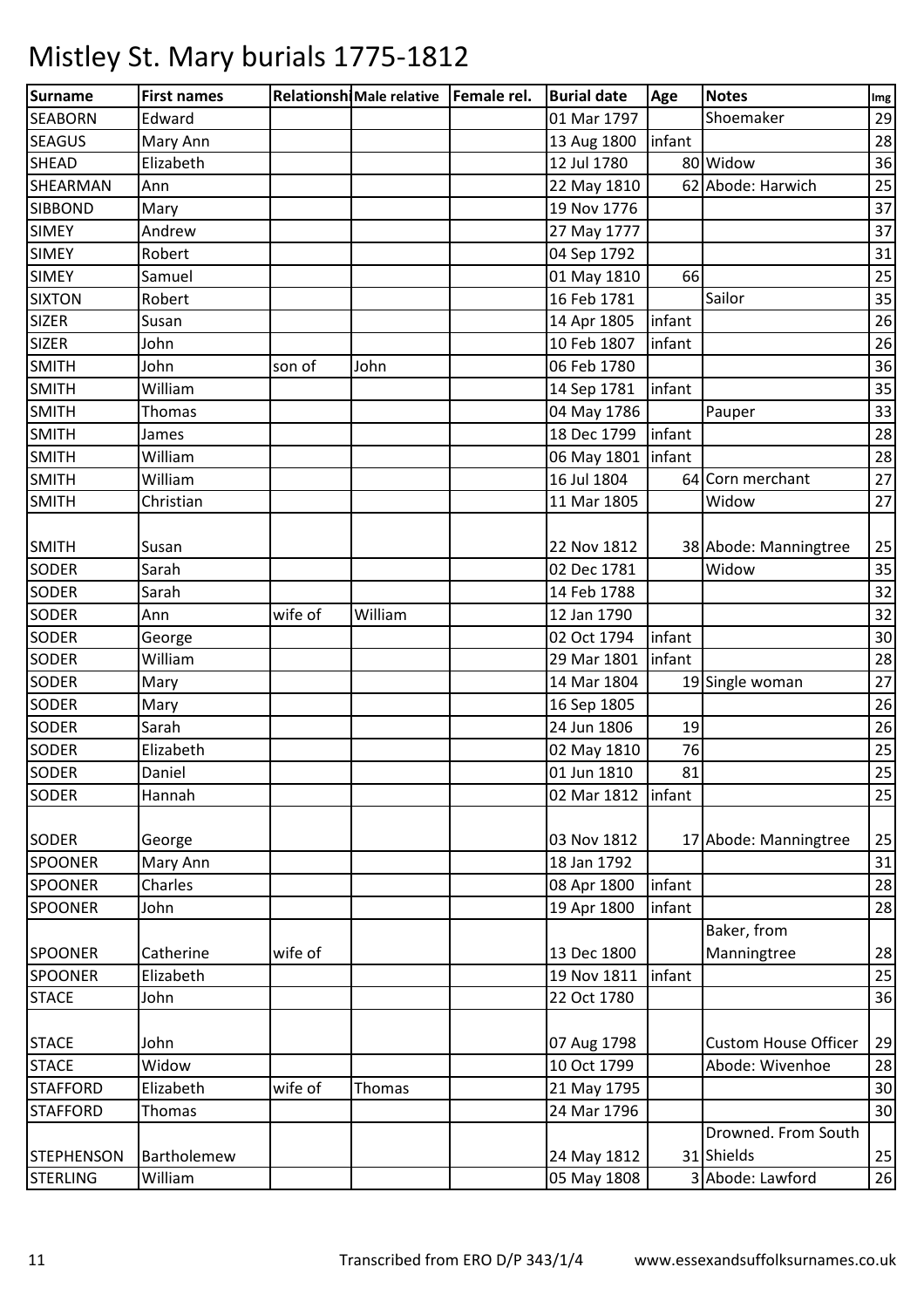# Mistley St. Mary burials 1775-1812

| Surname | First names | Relationship | Male relative | Female rel. | Burial date | Age | Notes | Img |
|---|---|---|---|---|---|---|---|---|
| SEABORN | Edward | | | | 01 Mar 1797 | | Shoemaker | 29 |
| SEAGUS | Mary Ann | | | | 13 Aug 1800 | infant | | 28 |
| SHEAD | Elizabeth | | | | 12 Jul 1780 | 80 | Widow | 36 |
| SHEARMAN | Ann | | | | 22 May 1810 | 62 | Abode: Harwich | 25 |
| SIBBOND | Mary | | | | 19 Nov 1776 | | | 37 |
| SIMEY | Andrew | | | | 27 May 1777 | | | 37 |
| SIMEY | Robert | | | | 04 Sep 1792 | | | 31 |
| SIMEY | Samuel | | | | 01 May 1810 | 66 | | 25 |
| SIXTON | Robert | | | | 16 Feb 1781 | | Sailor | 35 |
| SIZER | Susan | | | | 14 Apr 1805 | infant | | 26 |
| SIZER | John | | | | 10 Feb 1807 | infant | | 26 |
| SMITH | John | son of | John | | 06 Feb 1780 | | | 36 |
| SMITH | William | | | | 14 Sep 1781 | infant | | 35 |
| SMITH | Thomas | | | | 04 May 1786 | | Pauper | 33 |
| SMITH | James | | | | 18 Dec 1799 | infant | | 28 |
| SMITH | William | | | | 06 May 1801 | infant | | 28 |
| SMITH | William | | | | 16 Jul 1804 | 64 | Corn merchant | 27 |
| SMITH | Christian | | | | 11 Mar 1805 | | Widow | 27 |
| SMITH | Susan | | | | 22 Nov 1812 | 38 | Abode: Manningtree | 25 |
| SODER | Sarah | | | | 02 Dec 1781 | | Widow | 35 |
| SODER | Sarah | | | | 14 Feb 1788 | | | 32 |
| SODER | Ann | wife of | William | | 12 Jan 1790 | | | 32 |
| SODER | George | | | | 02 Oct 1794 | infant | | 30 |
| SODER | William | | | | 29 Mar 1801 | infant | | 28 |
| SODER | Mary | | | | 14 Mar 1804 | 19 | Single woman | 27 |
| SODER | Mary | | | | 16 Sep 1805 | | | 26 |
| SODER | Sarah | | | | 24 Jun 1806 | 19 | | 26 |
| SODER | Elizabeth | | | | 02 May 1810 | 76 | | 25 |
| SODER | Daniel | | | | 01 Jun 1810 | 81 | | 25 |
| SODER | Hannah | | | | 02 Mar 1812 | infant | | 25 |
| SODER | George | | | | 03 Nov 1812 | 17 | Abode: Manningtree | 25 |
| SPOONER | Mary Ann | | | | 18 Jan 1792 | | | 31 |
| SPOONER | Charles | | | | 08 Apr 1800 | infant | | 28 |
| SPOONER | John | | | | 19 Apr 1800 | infant | | 28 |
| SPOONER | Catherine | wife of | | | 13 Dec 1800 | | Baker, from Manningtree | 28 |
| SPOONER | Elizabeth | | | | 19 Nov 1811 | infant | | 25 |
| STACE | John | | | | 22 Oct 1780 | | | 36 |
| STACE | John | | | | 07 Aug 1798 | | Custom House Officer | 29 |
| STACE | Widow | | | | 10 Oct 1799 | | Abode: Wivenhoe | 28 |
| STAFFORD | Elizabeth | wife of | Thomas | | 21 May 1795 | | | 30 |
| STAFFORD | Thomas | | | | 24 Mar 1796 | | | 30 |
| STEPHENSON | Bartholemew | | | | 24 May 1812 | 31 | Drowned. From South Shields | 25 |
| STERLING | William | | | | 05 May 1808 | 3 | Abode: Lawford | 26 |

Transcribed from ERO D/P 343/1/4 www.essexandsuffolksurnames.co.uk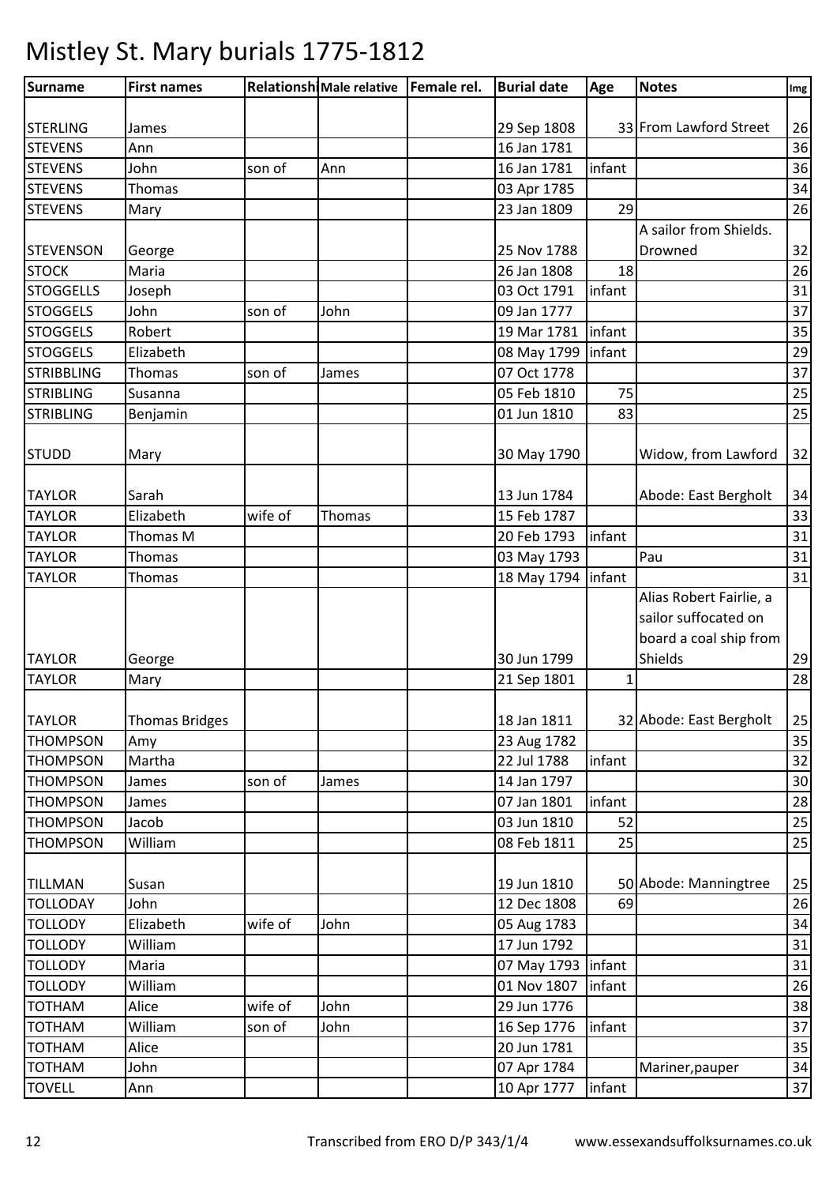# Mistley St. Mary burials 1775-1812

| Surname | First names | Relationship | Male relative | Female rel. | Burial date | Age | Notes | Img |
|---|---|---|---|---|---|---|---|---|
| STERLING | James | | | | 29 Sep 1808 | 33 | From Lawford Street | 26 |
| STEVENS | Ann | | | | 16 Jan 1781 | | | 36 |
| STEVENS | John | son of | Ann | | 16 Jan 1781 | infant | | 36 |
| STEVENS | Thomas | | | | 03 Apr 1785 | | | 34 |
| STEVENS | Mary | | | | 23 Jan 1809 | 29 | | 26 |
| STEVENSON | George | | | | 25 Nov 1788 | | A sailor from Shields. Drowned | 32 |
| STOCK | Maria | | | | 26 Jan 1808 | 18 | | 26 |
| STOGGELLS | Joseph | | | | 03 Oct 1791 | infant | | 31 |
| STOGGELS | John | son of | John | | 09 Jan 1777 | | | 37 |
| STOGGELS | Robert | | | | 19 Mar 1781 | infant | | 35 |
| STOGGELS | Elizabeth | | | | 08 May 1799 | infant | | 29 |
| STRIBBLING | Thomas | son of | James | | 07 Oct 1778 | | | 37 |
| STRIBLING | Susanna | | | | 05 Feb 1810 | 75 | | 25 |
| STRIBLING | Benjamin | | | | 01 Jun 1810 | 83 | | 25 |
| STUDD | Mary | | | | 30 May 1790 | | Widow, from Lawford | 32 |
| TAYLOR | Sarah | | | | 13 Jun 1784 | | Abode: East Bergholt | 34 |
| TAYLOR | Elizabeth | wife of | Thomas | | 15 Feb 1787 | | | 33 |
| TAYLOR | Thomas M | | | | 20 Feb 1793 | infant | | 31 |
| TAYLOR | Thomas | | | | 03 May 1793 | | Pau | 31 |
| TAYLOR | Thomas | | | | 18 May 1794 | infant | | 31 |
| TAYLOR | George | | | | 30 Jun 1799 | | Alias Robert Fairlie, a sailor suffocated on board a coal ship from Shields | 29 |
| TAYLOR | Mary | | | | 21 Sep 1801 | 1 | | 28 |
| TAYLOR | Thomas Bridges | | | | 18 Jan 1811 | 32 | Abode: East Bergholt | 25 |
| THOMPSON | Amy | | | | 23 Aug 1782 | | | 35 |
| THOMPSON | Martha | | | | 22 Jul 1788 | infant | | 32 |
| THOMPSON | James | son of | James | | 14 Jan 1797 | | | 30 |
| THOMPSON | James | | | | 07 Jan 1801 | infant | | 28 |
| THOMPSON | Jacob | | | | 03 Jun 1810 | 52 | | 25 |
| THOMPSON | William | | | | 08 Feb 1811 | 25 | | 25 |
| TILLMAN | Susan | | | | 19 Jun 1810 | 50 | Abode: Manningtree | 25 |
| TOLLODAY | John | | | | 12 Dec 1808 | 69 | | 26 |
| TOLLODY | Elizabeth | wife of | John | | 05 Aug 1783 | | | 34 |
| TOLLODY | William | | | | 17 Jun 1792 | | | 31 |
| TOLLODY | Maria | | | | 07 May 1793 | infant | | 31 |
| TOLLODY | William | | | | 01 Nov 1807 | infant | | 26 |
| TOTHAM | Alice | wife of | John | | 29 Jun 1776 | | | 38 |
| TOTHAM | William | son of | John | | 16 Sep 1776 | infant | | 37 |
| TOTHAM | Alice | | | | 20 Jun 1781 | | | 35 |
| TOTHAM | John | | | | 07 Apr 1784 | | Mariner,pauper | 34 |
| TOVELL | Ann | | | | 10 Apr 1777 | infant | | 37 |

Transcribed from ERO D/P 343/1/4 www.essexandsuffolksurnames.co.uk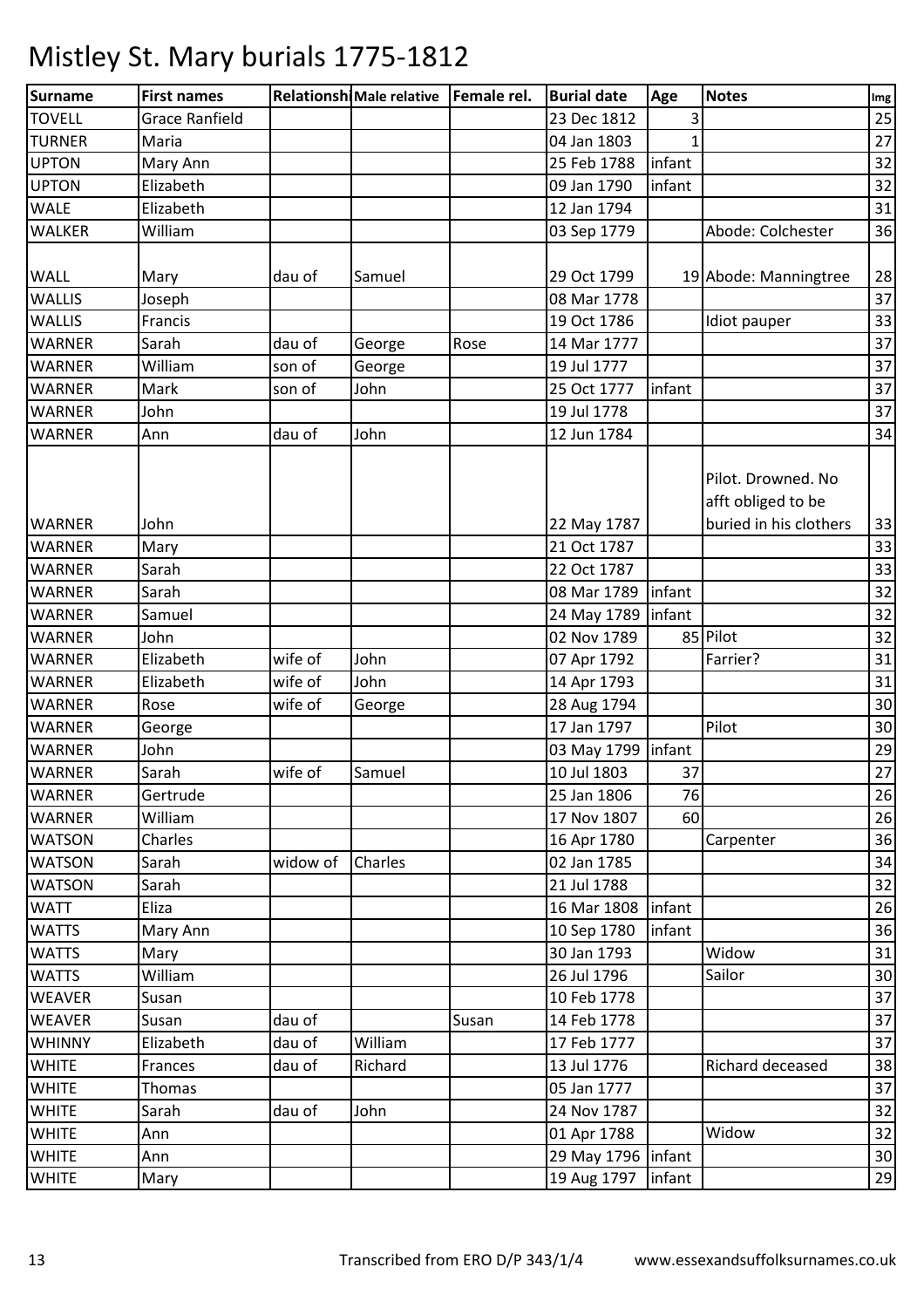# Mistley St. Mary burials 1775-1812

| Surname | First names | Relationship | Male relative | Female rel. | Burial date | Age | Notes | Img |
|---|---|---|---|---|---|---|---|---|
| TOVELL | Grace Ranfield | | | | 23 Dec 1812 | 3 | | 25 |
| TURNER | Maria | | | | 04 Jan 1803 | 1 | | 27 |
| UPTON | Mary Ann | | | | 25 Feb 1788 | infant | | 32 |
| UPTON | Elizabeth | | | | 09 Jan 1790 | infant | | 32 |
| WALE | Elizabeth | | | | 12 Jan 1794 | | | 31 |
| WALKER | William | | | | 03 Sep 1779 | | Abode: Colchester | 36 |
| WALL | Mary | dau of | Samuel | | 29 Oct 1799 | 19 | Abode: Manningtree | 28 |
| WALLIS | Joseph | | | | 08 Mar 1778 | | | 37 |
| WALLIS | Francis | | | | 19 Oct 1786 | | Idiot pauper | 33 |
| WARNER | Sarah | dau of | George | Rose | 14 Mar 1777 | | | 37 |
| WARNER | William | son of | George | | 19 Jul 1777 | | | 37 |
| WARNER | Mark | son of | John | | 25 Oct 1777 | infant | | 37 |
| WARNER | John | | | | 19 Jul 1778 | | | 37 |
| WARNER | Ann | dau of | John | | 12 Jun 1784 | | | 34 |
| WARNER | John | | | | 22 May 1787 | | Pilot. Drowned. No afft obliged to be buried in his clothers | 33 |
| WARNER | Mary | | | | 21 Oct 1787 | | | 33 |
| WARNER | Sarah | | | | 22 Oct 1787 | | | 33 |
| WARNER | Sarah | | | | 08 Mar 1789 | infant | | 32 |
| WARNER | Samuel | | | | 24 May 1789 | infant | | 32 |
| WARNER | John | | | | 02 Nov 1789 | 85 | Pilot | 32 |
| WARNER | Elizabeth | wife of | John | | 07 Apr 1792 | | Farrier? | 31 |
| WARNER | Elizabeth | wife of | John | | 14 Apr 1793 | | | 31 |
| WARNER | Rose | wife of | George | | 28 Aug 1794 | | | 30 |
| WARNER | George | | | | 17 Jan 1797 | | Pilot | 30 |
| WARNER | John | | | | 03 May 1799 | infant | | 29 |
| WARNER | Sarah | wife of | Samuel | | 10 Jul 1803 | 37 | | 27 |
| WARNER | Gertrude | | | | 25 Jan 1806 | 76 | | 26 |
| WARNER | William | | | | 17 Nov 1807 | 60 | | 26 |
| WATSON | Charles | | | | 16 Apr 1780 | | Carpenter | 36 |
| WATSON | Sarah | widow of | Charles | | 02 Jan 1785 | | | 34 |
| WATSON | Sarah | | | | 21 Jul 1788 | | | 32 |
| WATT | Eliza | | | | 16 Mar 1808 | infant | | 26 |
| WATTS | Mary Ann | | | | 10 Sep 1780 | infant | | 36 |
| WATTS | Mary | | | | 30 Jan 1793 | | Widow | 31 |
| WATTS | William | | | | 26 Jul 1796 | | Sailor | 30 |
| WEAVER | Susan | | | | 10 Feb 1778 | | | 37 |
| WEAVER | Susan | dau of | | Susan | 14 Feb 1778 | | | 37 |
| WHINNY | Elizabeth | dau of | William | | 17 Feb 1777 | | | 37 |
| WHITE | Frances | dau of | Richard | | 13 Jul 1776 | | Richard deceased | 38 |
| WHITE | Thomas | | | | 05 Jan 1777 | | | 37 |
| WHITE | Sarah | dau of | John | | 24 Nov 1787 | | | 32 |
| WHITE | Ann | | | | 01 Apr 1788 | | Widow | 32 |
| WHITE | Ann | | | | 29 May 1796 | infant | | 30 |
| WHITE | Mary | | | | 19 Aug 1797 | infant | | 29 |

Transcribed from ERO D/P 343/1/4 www.essexandsuffolksurnames.co.uk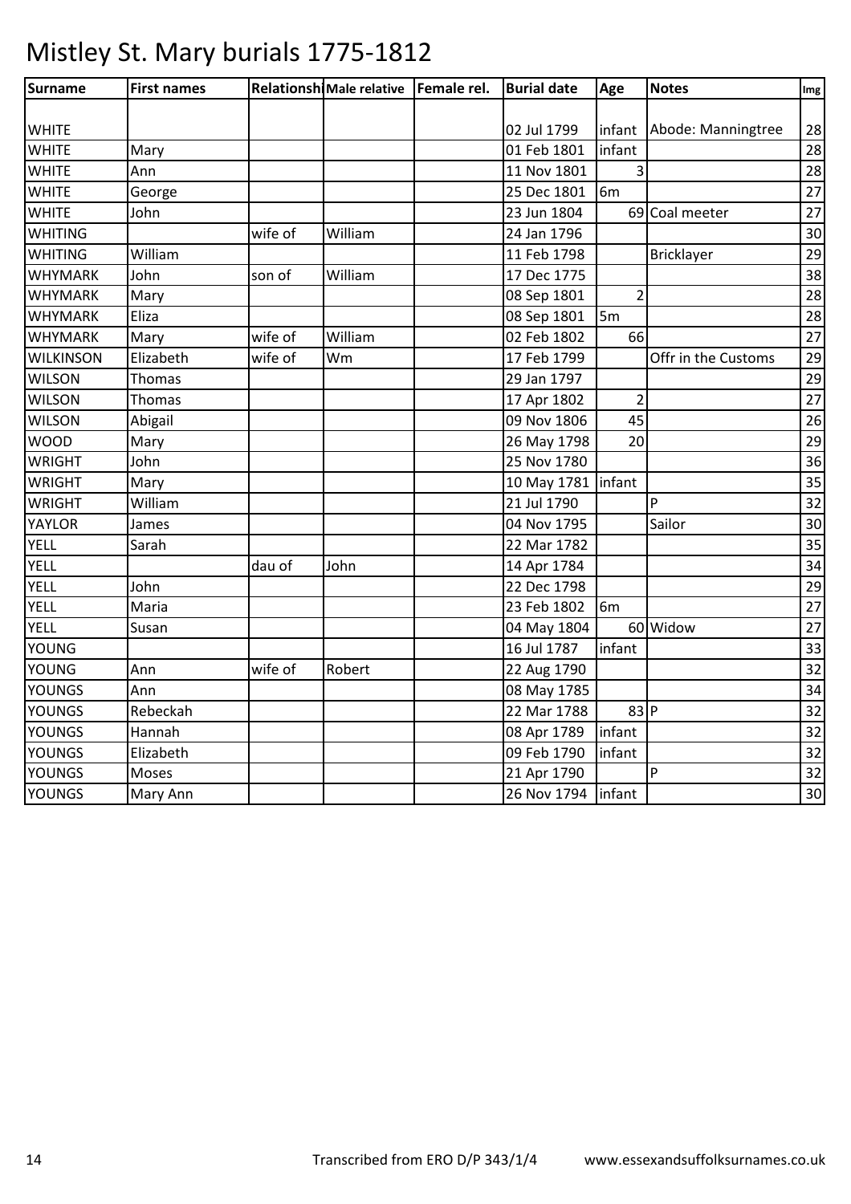# Mistley St. Mary burials 1775-1812

| Surname | First names | Relationship | Male relative | Female rel. | Burial date | Age | Notes | Img |
|---|---|---|---|---|---|---|---|---|
| WHITE | | | | | 02 Jul 1799 | infant | Abode: Manningtree | 28 |
| WHITE | Mary | | | | 01 Feb 1801 | infant | | 28 |
| WHITE | Ann | | | | 11 Nov 1801 | 3 | | 28 |
| WHITE | George | | | | 25 Dec 1801 | 6m | | 27 |
| WHITE | John | | | | 23 Jun 1804 | 69 | Coal meeter | 27 |
| WHITING | | wife of | William | | 24 Jan 1796 | | | 30 |
| WHITING | William | | | | 11 Feb 1798 | | Bricklayer | 29 |
| WHYMARK | John | son of | William | | 17 Dec 1775 | | | 38 |
| WHYMARK | Mary | | | | 08 Sep 1801 | 2 | | 28 |
| WHYMARK | Eliza | | | | 08 Sep 1801 | 5m | | 28 |
| WHYMARK | Mary | wife of | William | | 02 Feb 1802 | 66 | | 27 |
| WILKINSON | Elizabeth | wife of | Wm | | 17 Feb 1799 | | Offr in the Customs | 29 |
| WILSON | Thomas | | | | 29 Jan 1797 | | | 29 |
| WILSON | Thomas | | | | 17 Apr 1802 | 2 | | 27 |
| WILSON | Abigail | | | | 09 Nov 1806 | 45 | | 26 |
| WOOD | Mary | | | | 26 May 1798 | 20 | | 29 |
| WRIGHT | John | | | | 25 Nov 1780 | | | 36 |
| WRIGHT | Mary | | | | 10 May 1781 | infant | | 35 |
| WRIGHT | William | | | | 21 Jul 1790 | | P | 32 |
| YAYLOR | James | | | | 04 Nov 1795 | | Sailor | 30 |
| YELL | Sarah | | | | 22 Mar 1782 | | | 35 |
| YELL | | dau of | John | | 14 Apr 1784 | | | 34 |
| YELL | John | | | | 22 Dec 1798 | | | 29 |
| YELL | Maria | | | | 23 Feb 1802 | 6m | | 27 |
| YELL | Susan | | | | 04 May 1804 | 60 | Widow | 27 |
| YOUNG | | | | | 16 Jul 1787 | infant | | 33 |
| YOUNG | Ann | wife of | Robert | | 22 Aug 1790 | | | 32 |
| YOUNGS | Ann | | | | 08 May 1785 | | | 34 |
| YOUNGS | Rebeckah | | | | 22 Mar 1788 | 83 | P | 32 |
| YOUNGS | Hannah | | | | 08 Apr 1789 | infant | | 32 |
| YOUNGS | Elizabeth | | | | 09 Feb 1790 | infant | | 32 |
| YOUNGS | Moses | | | | 21 Apr 1790 | | P | 32 |
| YOUNGS | Mary Ann | | | | 26 Nov 1794 | infant | | 30 |

Transcribed from ERO D/P 343/1/4 www.essexandsuffolksurnames.co.uk